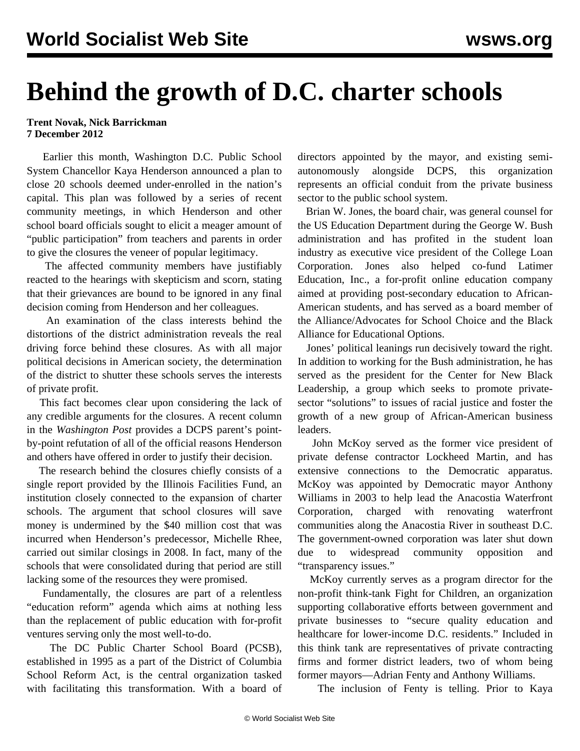# Behind the growth of D.C. charter schools

**Trent Novak, Nick Barrickman**
**7 December 2012**

Earlier this month, Washington D.C. Public School System Chancellor Kaya Henderson announced a plan to close 20 schools deemed under-enrolled in the nation's capital. This plan was followed by a series of recent community meetings, in which Henderson and other school board officials sought to elicit a meager amount of "public participation" from teachers and parents in order to give the closures the veneer of popular legitimacy.

The affected community members have justifiably reacted to the hearings with skepticism and scorn, stating that their grievances are bound to be ignored in any final decision coming from Henderson and her colleagues.

An examination of the class interests behind the distortions of the district administration reveals the real driving force behind these closures. As with all major political decisions in American society, the determination of the district to shutter these schools serves the interests of private profit.

This fact becomes clear upon considering the lack of any credible arguments for the closures. A recent column in the *Washington Post* provides a DCPS parent's point-by-point refutation of all of the official reasons Henderson and others have offered in order to justify their decision.

The research behind the closures chiefly consists of a single report provided by the Illinois Facilities Fund, an institution closely connected to the expansion of charter schools. The argument that school closures will save money is undermined by the $40 million cost that was incurred when Henderson's predecessor, Michelle Rhee, carried out similar closings in 2008. In fact, many of the schools that were consolidated during that period are still lacking some of the resources they were promised.

Fundamentally, the closures are part of a relentless "education reform" agenda which aims at nothing less than the replacement of public education with for-profit ventures serving only the most well-to-do.

The DC Public Charter School Board (PCSB), established in 1995 as a part of the District of Columbia School Reform Act, is the central organization tasked with facilitating this transformation. With a board of directors appointed by the mayor, and existing semi-autonomously alongside DCPS, this organization represents an official conduit from the private business sector to the public school system.

Brian W. Jones, the board chair, was general counsel for the US Education Department during the George W. Bush administration and has profited in the student loan industry as executive vice president of the College Loan Corporation. Jones also helped co-fund Latimer Education, Inc., a for-profit online education company aimed at providing post-secondary education to African-American students, and has served as a board member of the Alliance/Advocates for School Choice and the Black Alliance for Educational Options.

Jones' political leanings run decisively toward the right. In addition to working for the Bush administration, he has served as the president for the Center for New Black Leadership, a group which seeks to promote private-sector "solutions" to issues of racial justice and foster the growth of a new group of African-American business leaders.

John McKoy served as the former vice president of private defense contractor Lockheed Martin, and has extensive connections to the Democratic apparatus. McKoy was appointed by Democratic mayor Anthony Williams in 2003 to help lead the Anacostia Waterfront Corporation, charged with renovating waterfront communities along the Anacostia River in southeast D.C. The government-owned corporation was later shut down due to widespread community opposition and "transparency issues."

McKoy currently serves as a program director for the non-profit think-tank Fight for Children, an organization supporting collaborative efforts between government and private businesses to "secure quality education and healthcare for lower-income D.C. residents." Included in this think tank are representatives of private contracting firms and former district leaders, two of whom being former mayors—Adrian Fenty and Anthony Williams.

The inclusion of Fenty is telling. Prior to Kaya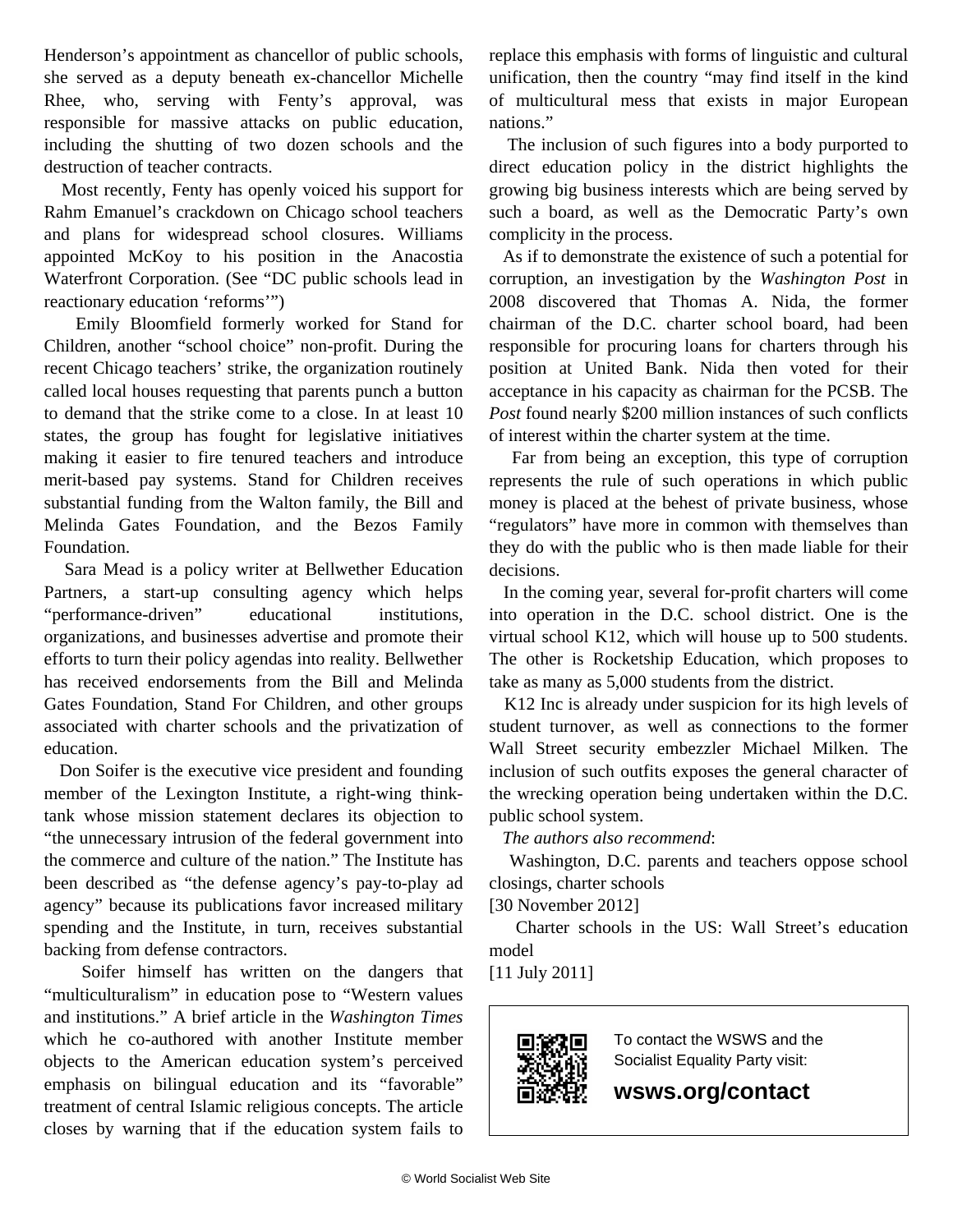Henderson's appointment as chancellor of public schools, she served as a deputy beneath ex-chancellor Michelle Rhee, who, serving with Fenty's approval, was responsible for massive attacks on public education, including the shutting of two dozen schools and the destruction of teacher contracts.

Most recently, Fenty has openly voiced his support for Rahm Emanuel's crackdown on Chicago school teachers and plans for widespread school closures. Williams appointed McKoy to his position in the Anacostia Waterfront Corporation. (See "DC public schools lead in reactionary education 'reforms'")

Emily Bloomfield formerly worked for Stand for Children, another "school choice" non-profit. During the recent Chicago teachers' strike, the organization routinely called local houses requesting that parents punch a button to demand that the strike come to a close. In at least 10 states, the group has fought for legislative initiatives making it easier to fire tenured teachers and introduce merit-based pay systems. Stand for Children receives substantial funding from the Walton family, the Bill and Melinda Gates Foundation, and the Bezos Family Foundation.

Sara Mead is a policy writer at Bellwether Education Partners, a start-up consulting agency which helps "performance-driven" educational institutions, organizations, and businesses advertise and promote their efforts to turn their policy agendas into reality. Bellwether has received endorsements from the Bill and Melinda Gates Foundation, Stand For Children, and other groups associated with charter schools and the privatization of education.

Don Soifer is the executive vice president and founding member of the Lexington Institute, a right-wing think-tank whose mission statement declares its objection to "the unnecessary intrusion of the federal government into the commerce and culture of the nation." The Institute has been described as "the defense agency's pay-to-play ad agency" because its publications favor increased military spending and the Institute, in turn, receives substantial backing from defense contractors.

Soifer himself has written on the dangers that "multiculturalism" in education pose to "Western values and institutions." A brief article in the *Washington Times* which he co-authored with another Institute member objects to the American education system's perceived emphasis on bilingual education and its "favorable" treatment of central Islamic religious concepts. The article closes by warning that if the education system fails to replace this emphasis with forms of linguistic and cultural unification, then the country "may find itself in the kind of multicultural mess that exists in major European nations."

The inclusion of such figures into a body purported to direct education policy in the district highlights the growing big business interests which are being served by such a board, as well as the Democratic Party's own complicity in the process.

As if to demonstrate the existence of such a potential for corruption, an investigation by the *Washington Post* in 2008 discovered that Thomas A. Nida, the former chairman of the D.C. charter school board, had been responsible for procuring loans for charters through his position at United Bank. Nida then voted for their acceptance in his capacity as chairman for the PCSB. The *Post* found nearly $200 million instances of such conflicts of interest within the charter system at the time.

Far from being an exception, this type of corruption represents the rule of such operations in which public money is placed at the behest of private business, whose "regulators" have more in common with themselves than they do with the public who is then made liable for their decisions.

In the coming year, several for-profit charters will come into operation in the D.C. school district. One is the virtual school K12, which will house up to 500 students. The other is Rocketship Education, which proposes to take as many as 5,000 students from the district.

K12 Inc is already under suspicion for its high levels of student turnover, as well as connections to the former Wall Street security embezzler Michael Milken. The inclusion of such outfits exposes the general character of the wrecking operation being undertaken within the D.C. public school system.

*The authors also recommend*:

Washington, D.C. parents and teachers oppose school closings, charter schools
[30 November 2012]

Charter schools in the US: Wall Street's education model
[11 July 2011]

To contact the WSWS and the Socialist Equality Party visit:

**wsws.org/contact**